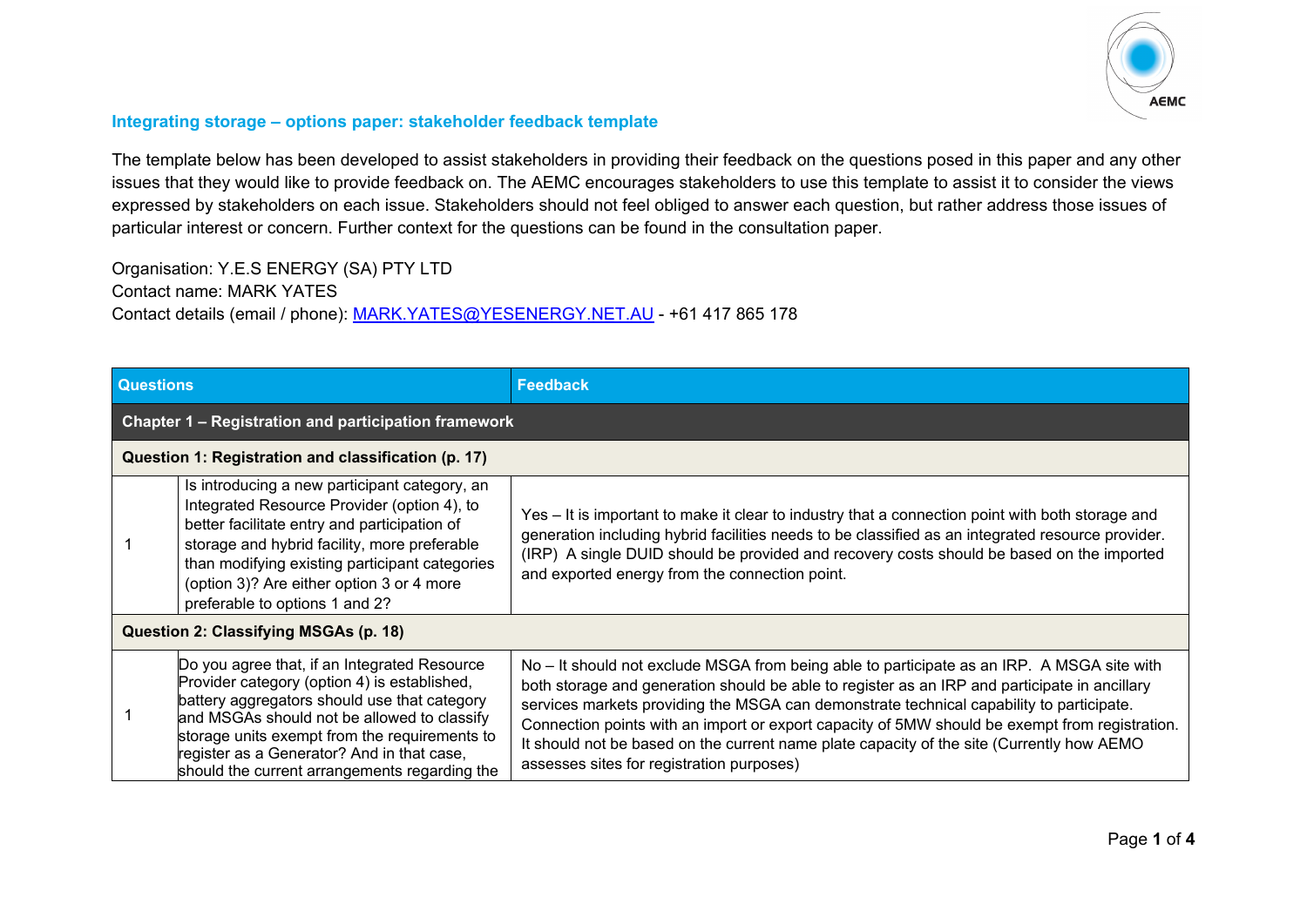## Integrating storage – options paper: stakeholder feedback template

The template below has been developed to assist stakeholders in providing their feedback on the questions posed in this paper and any other issues that they would like to provide feedback on. The AEMC encourages stakeholders to use this template to assist it to consider the views expressed by stakeholders on each issue. Stakeholders should not feel obliged to answer each question, but rather address those issues of particular interest or concern. Further context for the questions can be found in the consultation paper.

Organisation: Y.E.S ENERGY (SA) PTY LTD
Contact name: MARK YATES
Contact details (email / phone): MARK.YATES@YESENERGY.NET.AU - +61 417 865 178

| Questions | | Feedback |
|---|---|---|
| **Chapter 1 – Registration and participation framework** | | |
| **Question 1: Registration and classification (p. 17)** | | |
| 1 | Is introducing a new participant category, an Integrated Resource Provider (option 4), to better facilitate entry and participation of storage and hybrid facility, more preferable than modifying existing participant categories (option 3)? Are either option 3 or 4 more preferable to options 1 and 2? | Yes – It is important to make it clear to industry that a connection point with both storage and generation including hybrid facilities needs to be classified as an integrated resource provider. (IRP) A single DUID should be provided and recovery costs should be based on the imported and exported energy from the connection point. |
| **Question 2: Classifying MSGAs (p. 18)** | | |
| 1 | Do you agree that, if an Integrated Resource Provider category (option 4) is established, battery aggregators should use that category and MSGAs should not be allowed to classify storage units exempt from the requirements to register as a Generator? And in that case, should the current arrangements regarding the | No – It should not exclude MSGA from being able to participate as an IRP. A MSGA site with both storage and generation should be able to register as an IRP and participate in ancillary services markets providing the MSGA can demonstrate technical capability to participate. Connection points with an import or export capacity of 5MW should be exempt from registration. It should not be based on the current name plate capacity of the site (Currently how AEMO assesses sites for registration purposes) |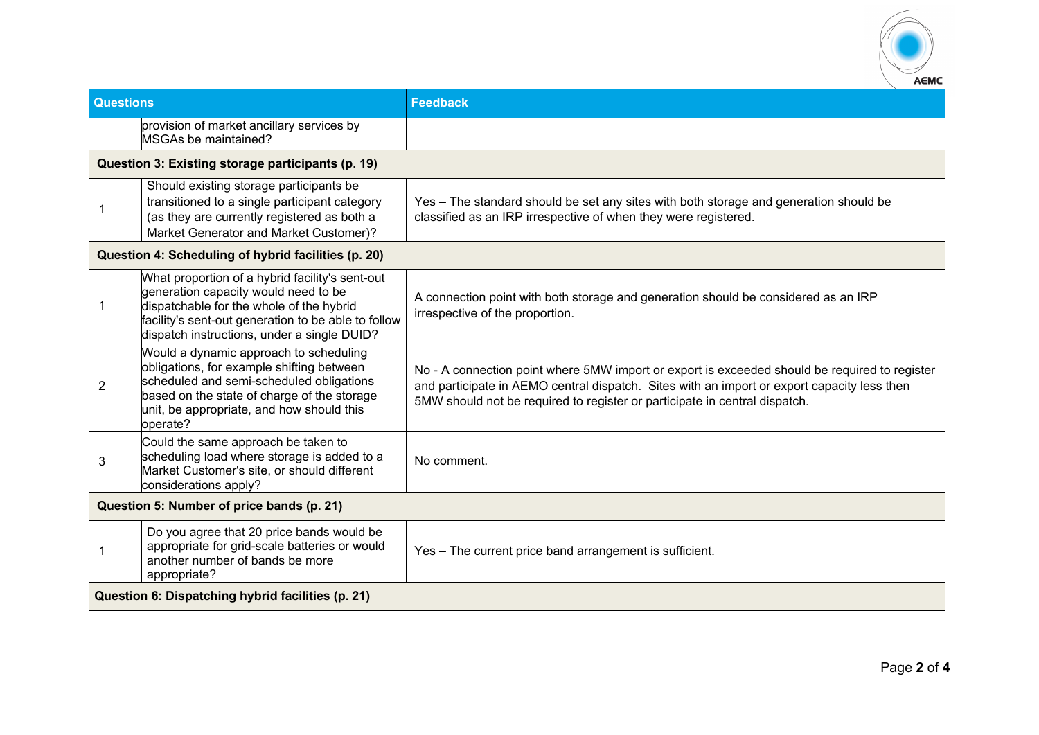| Questions | | Feedback |
| --- | --- | --- |
| | provision of market ancillary services by MSGAs be maintained? | |
| **Question 3: Existing storage participants (p. 19)** | | |
| 1 | Should existing storage participants be transitioned to a single participant category (as they are currently registered as both a Market Generator and Market Customer)? | Yes – The standard should be set any sites with both storage and generation should be classified as an IRP irrespective of when they were registered. |
| **Question 4: Scheduling of hybrid facilities (p. 20)** | | |
| 1 | What proportion of a hybrid facility's sent-out generation capacity would need to be dispatchable for the whole of the hybrid facility's sent-out generation to be able to follow dispatch instructions, under a single DUID? | A connection point with both storage and generation should be considered as an IRP irrespective of the proportion. |
| 2 | Would a dynamic approach to scheduling obligations, for example shifting between scheduled and semi-scheduled obligations based on the state of charge of the storage unit, be appropriate, and how should this operate? | No - A connection point where 5MW import or export is exceeded should be required to register and participate in AEMO central dispatch. Sites with an import or export capacity less then 5MW should not be required to register or participate in central dispatch. |
| 3 | Could the same approach be taken to scheduling load where storage is added to a Market Customer's site, or should different considerations apply? | No comment. |
| **Question 5: Number of price bands (p. 21)** | | |
| 1 | Do you agree that 20 price bands would be appropriate for grid-scale batteries or would another number of bands be more appropriate? | Yes – The current price band arrangement is sufficient. |
| **Question 6: Dispatching hybrid facilities (p. 21)** | | |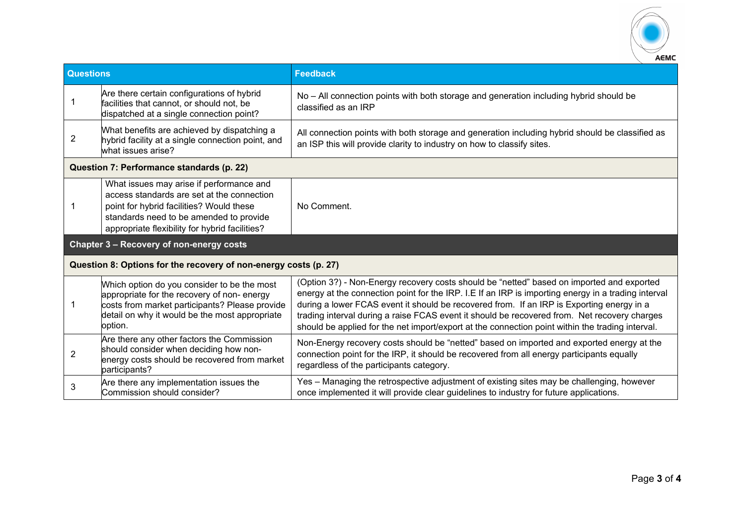| Questions | | Feedback |
|---|---|---|
| 1 | Are there certain configurations of hybrid facilities that cannot, or should not, be dispatched at a single connection point? | No – All connection points with both storage and generation including hybrid should be classified as an IRP |
| 2 | What benefits are achieved by dispatching a hybrid facility at a single connection point, and what issues arise? | All connection points with both storage and generation including hybrid should be classified as an ISP this will provide clarity to industry on how to classify sites. |
| **Question 7: Performance standards (p. 22)** | | |
| 1 | What issues may arise if performance and access standards are set at the connection point for hybrid facilities? Would these standards need to be amended to provide appropriate flexibility for hybrid facilities? | No Comment. |
| **Chapter 3 – Recovery of non-energy costs** | | |
| **Question 8: Options for the recovery of non-energy costs (p. 27)** | | |
| 1 | Which option do you consider to be the most appropriate for the recovery of non- energy costs from market participants? Please provide detail on why it would be the most appropriate option. | (Option 3?) - Non-Energy recovery costs should be "netted" based on imported and exported energy at the connection point for the IRP. I.E If an IRP is importing energy in a trading interval during a lower FCAS event it should be recovered from. If an IRP is Exporting energy in a trading interval during a raise FCAS event it should be recovered from. Net recovery charges should be applied for the net import/export at the connection point within the trading interval. |
| 2 | Are there any other factors the Commission should consider when deciding how non-energy costs should be recovered from market participants? | Non-Energy recovery costs should be "netted" based on imported and exported energy at the connection point for the IRP, it should be recovered from all energy participants equally regardless of the participants category. |
| 3 | Are there any implementation issues the Commission should consider? | Yes – Managing the retrospective adjustment of existing sites may be challenging, however once implemented it will provide clear guidelines to industry for future applications. |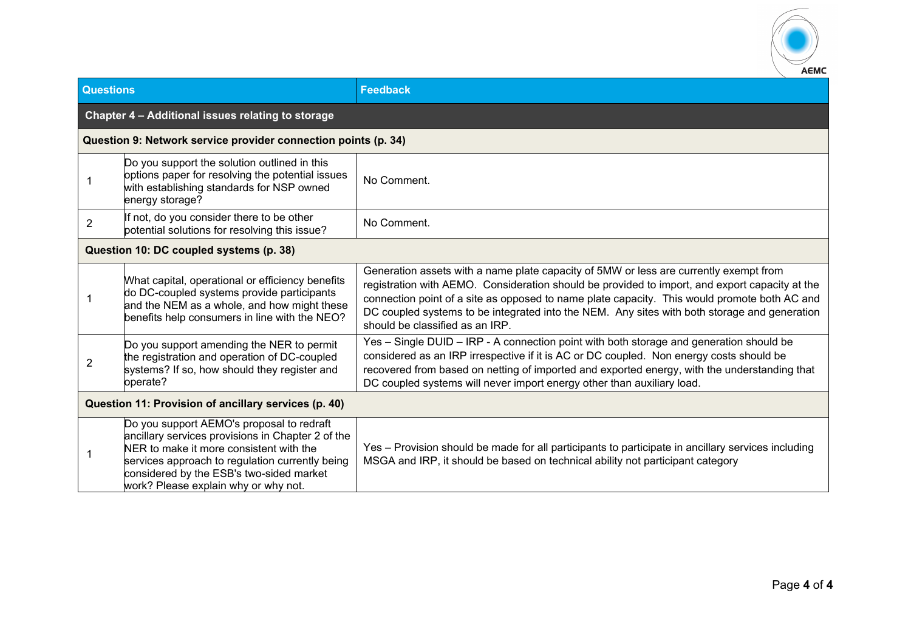| Questions | | Feedback |
|---|---|---|
| **Chapter 4 – Additional issues relating to storage** | | |
| **Question 9: Network service provider connection points (p. 34)** | | |
| 1 | Do you support the solution outlined in this options paper for resolving the potential issues with establishing standards for NSP owned energy storage? | No Comment. |
| 2 | If not, do you consider there to be other potential solutions for resolving this issue? | No Comment. |
| **Question 10: DC coupled systems (p. 38)** | | |
| 1 | What capital, operational or efficiency benefits do DC-coupled systems provide participants and the NEM as a whole, and how might these benefits help consumers in line with the NEO? | Generation assets with a name plate capacity of 5MW or less are currently exempt from registration with AEMO. Consideration should be provided to import, and export capacity at the connection point of a site as opposed to name plate capacity. This would promote both AC and DC coupled systems to be integrated into the NEM. Any sites with both storage and generation should be classified as an IRP. |
| 2 | Do you support amending the NER to permit the registration and operation of DC-coupled systems? If so, how should they register and operate? | Yes – Single DUID – IRP - A connection point with both storage and generation should be considered as an IRP irrespective if it is AC or DC coupled. Non energy costs should be recovered from based on netting of imported and exported energy, with the understanding that DC coupled systems will never import energy other than auxiliary load. |
| **Question 11: Provision of ancillary services (p. 40)** | | |
| 1 | Do you support AEMO's proposal to redraft ancillary services provisions in Chapter 2 of the NER to make it more consistent with the services approach to regulation currently being considered by the ESB's two-sided market work? Please explain why or why not. | Yes – Provision should be made for all participants to participate in ancillary services including MSGA and IRP, it should be based on technical ability not participant category |